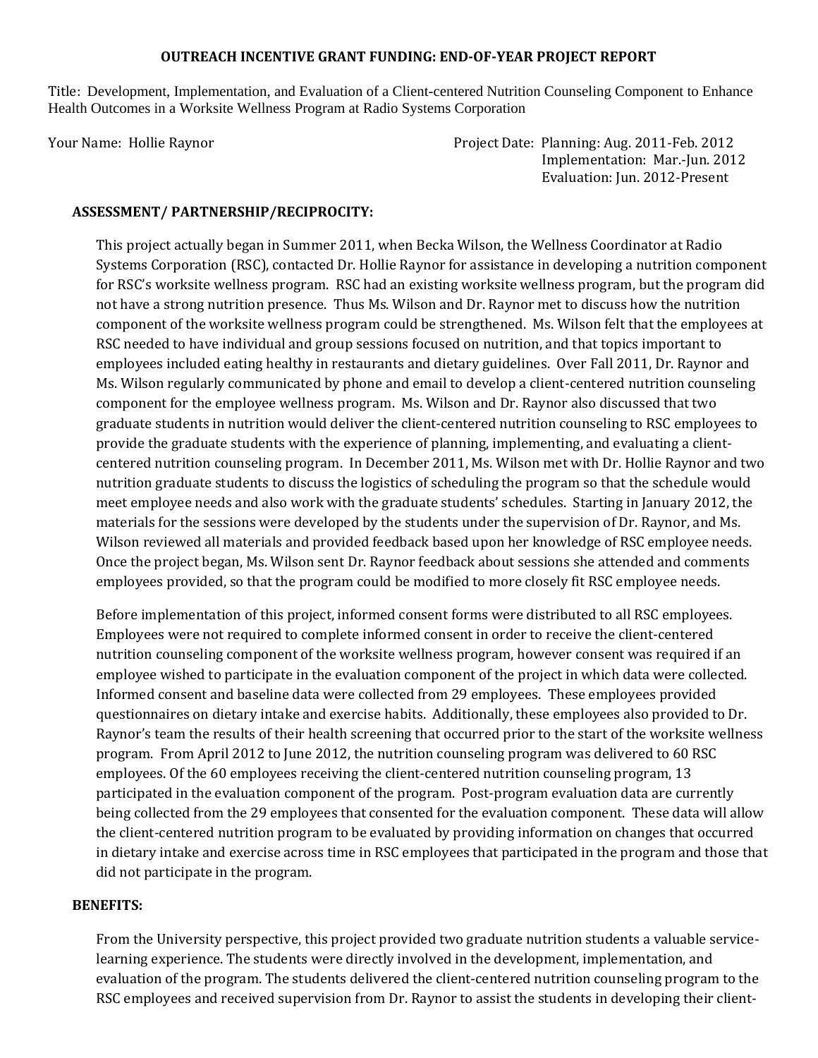# OUTREACH INCENTIVE GRANT FUNDING: END-OF-YEAR PROJECT REPORT

Title: Development, Implementation, and Evaluation of a Client-centered Nutrition Counseling Component to Enhance Health Outcomes in a Worksite Wellness Program at Radio Systems Corporation

Your Name: Hollie Raynor

Project Date: Planning: Aug. 2011-Feb. 2012
Implementation: Mar.-Jun. 2012
Evaluation: Jun. 2012-Present

## ASSESSMENT/ PARTNERSHIP/RECIPROCITY:

This project actually began in Summer 2011, when Becka Wilson, the Wellness Coordinator at Radio Systems Corporation (RSC), contacted Dr. Hollie Raynor for assistance in developing a nutrition component for RSC's worksite wellness program. RSC had an existing worksite wellness program, but the program did not have a strong nutrition presence. Thus Ms. Wilson and Dr. Raynor met to discuss how the nutrition component of the worksite wellness program could be strengthened. Ms. Wilson felt that the employees at RSC needed to have individual and group sessions focused on nutrition, and that topics important to employees included eating healthy in restaurants and dietary guidelines. Over Fall 2011, Dr. Raynor and Ms. Wilson regularly communicated by phone and email to develop a client-centered nutrition counseling component for the employee wellness program. Ms. Wilson and Dr. Raynor also discussed that two graduate students in nutrition would deliver the client-centered nutrition counseling to RSC employees to provide the graduate students with the experience of planning, implementing, and evaluating a client-centered nutrition counseling program. In December 2011, Ms. Wilson met with Dr. Hollie Raynor and two nutrition graduate students to discuss the logistics of scheduling the program so that the schedule would meet employee needs and also work with the graduate students' schedules. Starting in January 2012, the materials for the sessions were developed by the students under the supervision of Dr. Raynor, and Ms. Wilson reviewed all materials and provided feedback based upon her knowledge of RSC employee needs. Once the project began, Ms. Wilson sent Dr. Raynor feedback about sessions she attended and comments employees provided, so that the program could be modified to more closely fit RSC employee needs.

Before implementation of this project, informed consent forms were distributed to all RSC employees. Employees were not required to complete informed consent in order to receive the client-centered nutrition counseling component of the worksite wellness program, however consent was required if an employee wished to participate in the evaluation component of the project in which data were collected. Informed consent and baseline data were collected from 29 employees. These employees provided questionnaires on dietary intake and exercise habits. Additionally, these employees also provided to Dr. Raynor's team the results of their health screening that occurred prior to the start of the worksite wellness program. From April 2012 to June 2012, the nutrition counseling program was delivered to 60 RSC employees. Of the 60 employees receiving the client-centered nutrition counseling program, 13 participated in the evaluation component of the program. Post-program evaluation data are currently being collected from the 29 employees that consented for the evaluation component. These data will allow the client-centered nutrition program to be evaluated by providing information on changes that occurred in dietary intake and exercise across time in RSC employees that participated in the program and those that did not participate in the program.

## BENEFITS:

From the University perspective, this project provided two graduate nutrition students a valuable service-learning experience. The students were directly involved in the development, implementation, and evaluation of the program. The students delivered the client-centered nutrition counseling program to the RSC employees and received supervision from Dr. Raynor to assist the students in developing their client-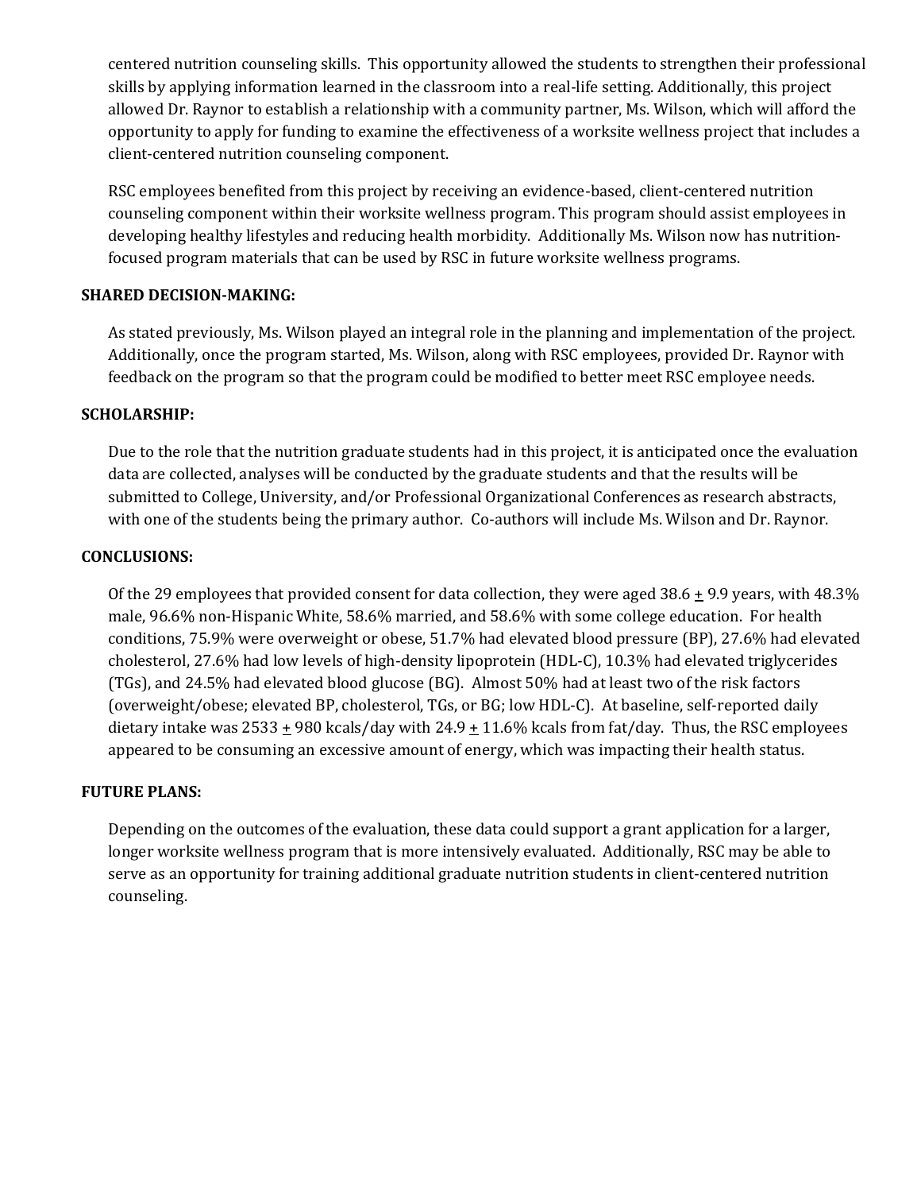centered nutrition counseling skills. This opportunity allowed the students to strengthen their professional skills by applying information learned in the classroom into a real-life setting. Additionally, this project allowed Dr. Raynor to establish a relationship with a community partner, Ms. Wilson, which will afford the opportunity to apply for funding to examine the effectiveness of a worksite wellness project that includes a client-centered nutrition counseling component.

RSC employees benefited from this project by receiving an evidence-based, client-centered nutrition counseling component within their worksite wellness program. This program should assist employees in developing healthy lifestyles and reducing health morbidity. Additionally Ms. Wilson now has nutrition-focused program materials that can be used by RSC in future worksite wellness programs.

**SHARED DECISION-MAKING:**

As stated previously, Ms. Wilson played an integral role in the planning and implementation of the project. Additionally, once the program started, Ms. Wilson, along with RSC employees, provided Dr. Raynor with feedback on the program so that the program could be modified to better meet RSC employee needs.

**SCHOLARSHIP:**

Due to the role that the nutrition graduate students had in this project, it is anticipated once the evaluation data are collected, analyses will be conducted by the graduate students and that the results will be submitted to College, University, and/or Professional Organizational Conferences as research abstracts, with one of the students being the primary author. Co-authors will include Ms. Wilson and Dr. Raynor.

**CONCLUSIONS:**

Of the 29 employees that provided consent for data collection, they were aged 38.6 $\pm$ 9.9 years, with 48.3% male, 96.6% non-Hispanic White, 58.6% married, and 58.6% with some college education. For health conditions, 75.9% were overweight or obese, 51.7% had elevated blood pressure (BP), 27.6% had elevated cholesterol, 27.6% had low levels of high-density lipoprotein (HDL-C), 10.3% had elevated triglycerides (TGs), and 24.5% had elevated blood glucose (BG). Almost 50% had at least two of the risk factors (overweight/obese; elevated BP, cholesterol, TGs, or BG; low HDL-C). At baseline, self-reported daily dietary intake was 2533 $\pm$ 980 kcals/day with 24.9 $\pm$ 11.6% kcals from fat/day. Thus, the RSC employees appeared to be consuming an excessive amount of energy, which was impacting their health status.

**FUTURE PLANS:**

Depending on the outcomes of the evaluation, these data could support a grant application for a larger, longer worksite wellness program that is more intensively evaluated. Additionally, RSC may be able to serve as an opportunity for training additional graduate nutrition students in client-centered nutrition counseling.